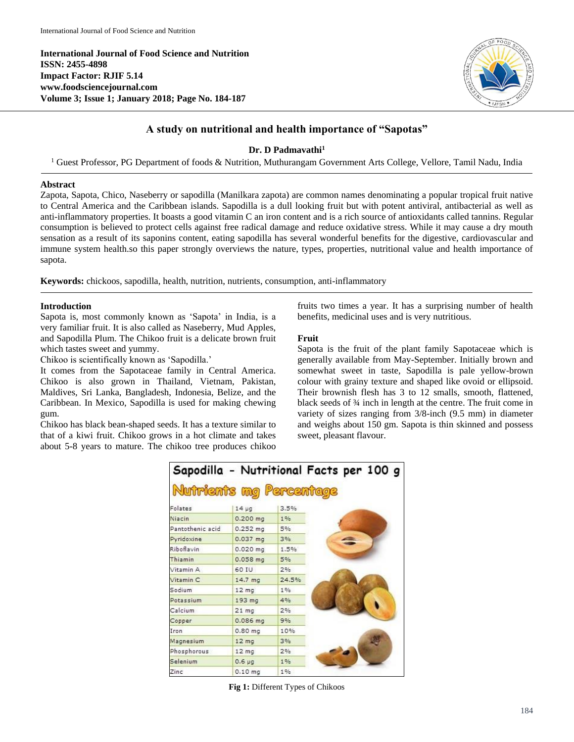International Journal of Food Science and Nutrition
ISSN: 2455-4898
Impact Factor: RJIF 5.14
www.foodsciencejournal.com
Volume 3; Issue 1; January 2018; Page No. 184-187

# A study on nutritional and health importance of "Sapotas"

**Dr. D Padmavathi[1]**

[1] Guest Professor, PG Department of foods & Nutrition, Muthurangam Government Arts College, Vellore, Tamil Nadu, India

## Abstract

Zapota, Sapota, Chico, Naseberry or sapodilla (Manilkara zapota) are common names denominating a popular tropical fruit native to Central America and the Caribbean islands. Sapodilla is a dull looking fruit but with potent antiviral, antibacterial as well as anti-inflammatory properties. It boasts a good vitamin C an iron content and is a rich source of antioxidants called tannins. Regular consumption is believed to protect cells against free radical damage and reduce oxidative stress. While it may cause a dry mouth sensation as a result of its saponins content, eating sapodilla has several wonderful benefits for the digestive, cardiovascular and immune system health.so this paper strongly overviews the nature, types, properties, nutritional value and health importance of sapota.

**Keywords:** chickoos, sapodilla, health, nutrition, nutrients, consumption, anti-inflammatory

## Introduction

Sapota is, most commonly known as 'Sapota' in India, is a very familiar fruit. It is also called as Naseberry, Mud Apples, and Sapodilla Plum. The Chikoo fruit is a delicate brown fruit which tastes sweet and yummy.

Chikoo is scientifically known as 'Sapodilla.'

It comes from the Sapotaceae family in Central America. Chikoo is also grown in Thailand, Vietnam, Pakistan, Maldives, Sri Lanka, Bangladesh, Indonesia, Belize, and the Caribbean. In Mexico, Sapodilla is used for making chewing gum.

Chikoo has black bean-shaped seeds. It has a texture similar to that of a kiwi fruit. Chikoo grows in a hot climate and takes about 5-8 years to mature. The chikoo tree produces chikoo fruits two times a year. It has a surprising number of health benefits, medicinal uses and is very nutritious.

## Fruit

Sapota is the fruit of the plant family Sapotaceae which is generally available from May-September. Initially brown and somewhat sweet in taste, Sapodilla is pale yellow-brown colour with grainy texture and shaped like ovoid or ellipsoid. Their brownish flesh has 3 to 12 smalls, smooth, flattened, black seeds of ¾ inch in length at the centre. The fruit come in variety of sizes ranging from 3/8-inch (9.5 mm) in diameter and weighs about 150 gm. Sapota is thin skinned and possess sweet, pleasant flavour.

**Sapodilla - Nutritional Facts per 100 g**

| Nutrients | mg | Percentage |
|---|---|---|
| Folates | 14 µg | 3.5% |
| Niacin | 0.200 mg | 1% |
| Pantothenic acid | 0.252 mg | 5% |
| Pyridoxine | 0.037 mg | 3% |
| Riboflavin | 0.020 mg | 1.5% |
| Thiamin | 0.058 mg | 5% |
| Vitamin A | 60 IU | 2% |
| Vitamin C | 14.7 mg | 24.5% |
| Sodium | 12 mg | 1% |
| Potassium | 193 mg | 4% |
| Calcium | 21 mg | 2% |
| Copper | 0.086 mg | 9% |
| Iron | 0.80 mg | 10% |
| Magnesium | 12 mg | 3% |
| Phosphorous | 12 mg | 2% |
| Selenium | 0.6 µg | 1% |
| Zinc | 0.10 mg | 1% |

**Fig 1:** Different Types of Chikoos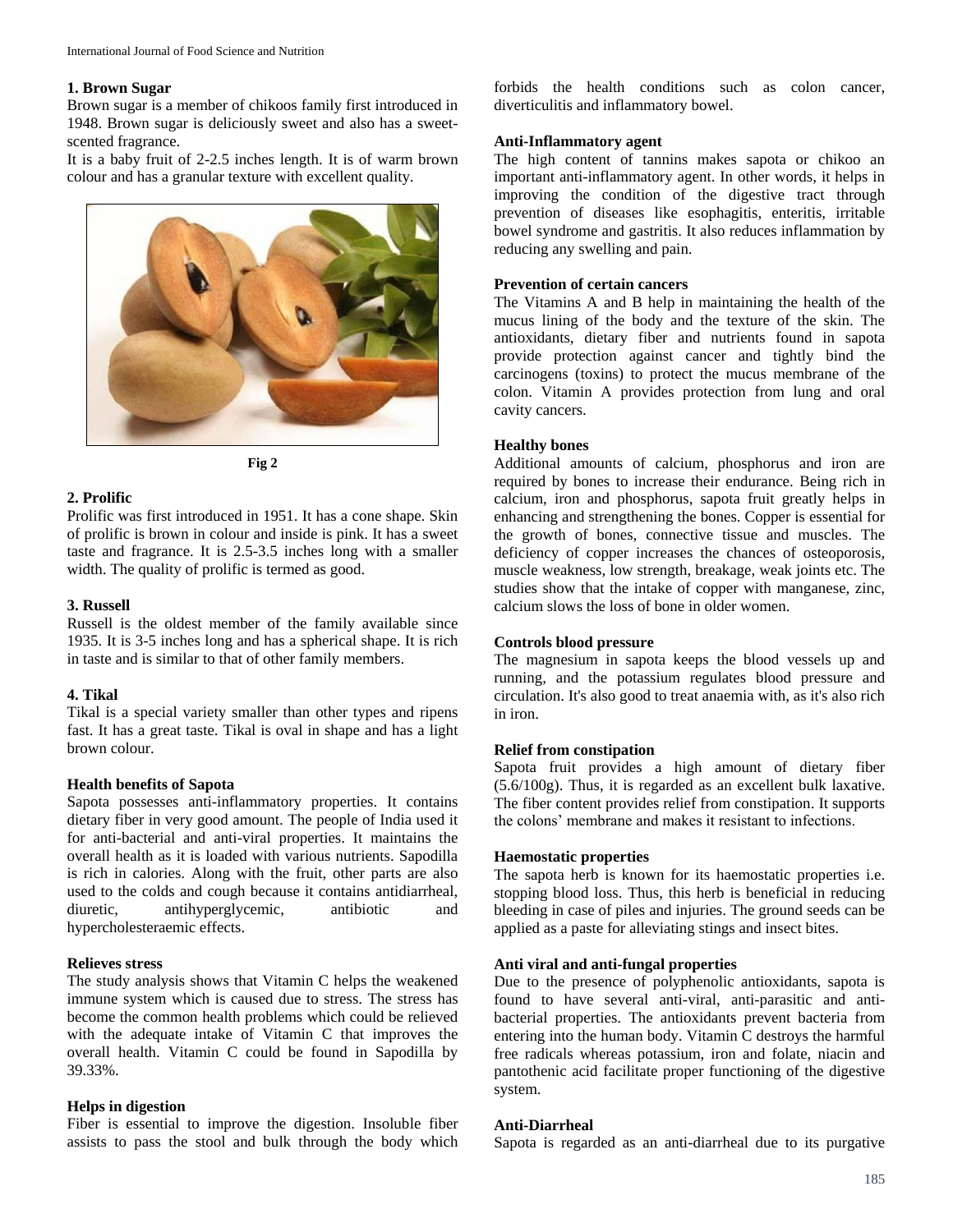### 1. Brown Sugar

Brown sugar is a member of chikoos family first introduced in 1948. Brown sugar is deliciously sweet and also has a sweet-scented fragrance.

It is a baby fruit of 2-2.5 inches length. It is of warm brown colour and has a granular texture with excellent quality.

Fig 2

### 2. Prolific

Prolific was first introduced in 1951. It has a cone shape. Skin of prolific is brown in colour and inside is pink. It has a sweet taste and fragrance. It is 2.5-3.5 inches long with a smaller width. The quality of prolific is termed as good.

### 3. Russell

Russell is the oldest member of the family available since 1935. It is 3-5 inches long and has a spherical shape. It is rich in taste and is similar to that of other family members.

### 4. Tikal

Tikal is a special variety smaller than other types and ripens fast. It has a great taste. Tikal is oval in shape and has a light brown colour.

### Health benefits of Sapota

Sapota possesses anti-inflammatory properties. It contains dietary fiber in very good amount. The people of India used it for anti-bacterial and anti-viral properties. It maintains the overall health as it is loaded with various nutrients. Sapodilla is rich in calories. Along with the fruit, other parts are also used to the colds and cough because it contains antidiarrheal, diuretic, antihyperglycemic, antibiotic and hypercholesteraemic effects.

### Relieves stress

The study analysis shows that Vitamin C helps the weakened immune system which is caused due to stress. The stress has become the common health problems which could be relieved with the adequate intake of Vitamin C that improves the overall health. Vitamin C could be found in Sapodilla by 39.33%.

### Helps in digestion

Fiber is essential to improve the digestion. Insoluble fiber assists to pass the stool and bulk through the body which forbids the health conditions such as colon cancer, diverticulitis and inflammatory bowel.

### Anti-Inflammatory agent

The high content of tannins makes sapota or chikoo an important anti-inflammatory agent. In other words, it helps in improving the condition of the digestive tract through prevention of diseases like esophagitis, enteritis, irritable bowel syndrome and gastritis. It also reduces inflammation by reducing any swelling and pain.

### Prevention of certain cancers

The Vitamins A and B help in maintaining the health of the mucus lining of the body and the texture of the skin. The antioxidants, dietary fiber and nutrients found in sapota provide protection against cancer and tightly bind the carcinogens (toxins) to protect the mucus membrane of the colon. Vitamin A provides protection from lung and oral cavity cancers.

### Healthy bones

Additional amounts of calcium, phosphorus and iron are required by bones to increase their endurance. Being rich in calcium, iron and phosphorus, sapota fruit greatly helps in enhancing and strengthening the bones. Copper is essential for the growth of bones, connective tissue and muscles. The deficiency of copper increases the chances of osteoporosis, muscle weakness, low strength, breakage, weak joints etc. The studies show that the intake of copper with manganese, zinc, calcium slows the loss of bone in older women.

### Controls blood pressure

The magnesium in sapota keeps the blood vessels up and running, and the potassium regulates blood pressure and circulation. It's also good to treat anaemia with, as it's also rich in iron.

### Relief from constipation

Sapota fruit provides a high amount of dietary fiber (5.6/100g). Thus, it is regarded as an excellent bulk laxative. The fiber content provides relief from constipation. It supports the colons' membrane and makes it resistant to infections.

### Haemostatic properties

The sapota herb is known for its haemostatic properties i.e. stopping blood loss. Thus, this herb is beneficial in reducing bleeding in case of piles and injuries. The ground seeds can be applied as a paste for alleviating stings and insect bites.

### Anti viral and anti-fungal properties

Due to the presence of polyphenolic antioxidants, sapota is found to have several anti-viral, anti-parasitic and anti-bacterial properties. The antioxidants prevent bacteria from entering into the human body. Vitamin C destroys the harmful free radicals whereas potassium, iron and folate, niacin and pantothenic acid facilitate proper functioning of the digestive system.

### Anti-Diarrheal

Sapota is regarded as an anti-diarrheal due to its purgative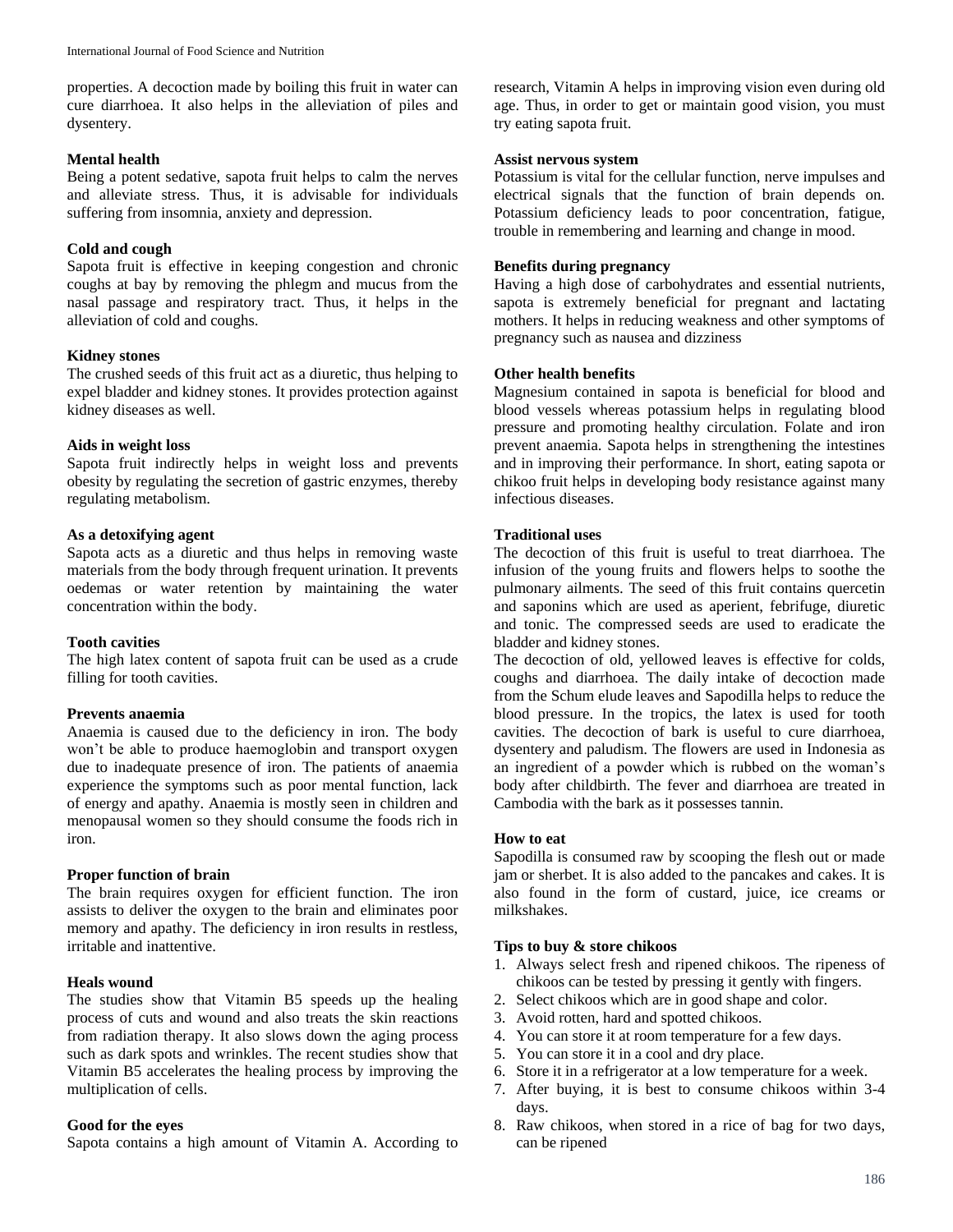properties. A decoction made by boiling this fruit in water can cure diarrhoea. It also helps in the alleviation of piles and dysentery.

**Mental health**

Being a potent sedative, sapota fruit helps to calm the nerves and alleviate stress. Thus, it is advisable for individuals suffering from insomnia, anxiety and depression.

**Cold and cough**

Sapota fruit is effective in keeping congestion and chronic coughs at bay by removing the phlegm and mucus from the nasal passage and respiratory tract. Thus, it helps in the alleviation of cold and coughs.

**Kidney stones**

The crushed seeds of this fruit act as a diuretic, thus helping to expel bladder and kidney stones. It provides protection against kidney diseases as well.

**Aids in weight loss**

Sapota fruit indirectly helps in weight loss and prevents obesity by regulating the secretion of gastric enzymes, thereby regulating metabolism.

**As a detoxifying agent**

Sapota acts as a diuretic and thus helps in removing waste materials from the body through frequent urination. It prevents oedemas or water retention by maintaining the water concentration within the body.

**Tooth cavities**

The high latex content of sapota fruit can be used as a crude filling for tooth cavities.

**Prevents anaemia**

Anaemia is caused due to the deficiency in iron. The body won't be able to produce haemoglobin and transport oxygen due to inadequate presence of iron. The patients of anaemia experience the symptoms such as poor mental function, lack of energy and apathy. Anaemia is mostly seen in children and menopausal women so they should consume the foods rich in iron.

**Proper function of brain**

The brain requires oxygen for efficient function. The iron assists to deliver the oxygen to the brain and eliminates poor memory and apathy. The deficiency in iron results in restless, irritable and inattentive.

**Heals wound**

The studies show that Vitamin B5 speeds up the healing process of cuts and wound and also treats the skin reactions from radiation therapy. It also slows down the aging process such as dark spots and wrinkles. The recent studies show that Vitamin B5 accelerates the healing process by improving the multiplication of cells.

**Good for the eyes**

Sapota contains a high amount of Vitamin A. According to research, Vitamin A helps in improving vision even during old age. Thus, in order to get or maintain good vision, you must try eating sapota fruit.

**Assist nervous system**

Potassium is vital for the cellular function, nerve impulses and electrical signals that the function of brain depends on. Potassium deficiency leads to poor concentration, fatigue, trouble in remembering and learning and change in mood.

**Benefits during pregnancy**

Having a high dose of carbohydrates and essential nutrients, sapota is extremely beneficial for pregnant and lactating mothers. It helps in reducing weakness and other symptoms of pregnancy such as nausea and dizziness

**Other health benefits**

Magnesium contained in sapota is beneficial for blood and blood vessels whereas potassium helps in regulating blood pressure and promoting healthy circulation. Folate and iron prevent anaemia. Sapota helps in strengthening the intestines and in improving their performance. In short, eating sapota or chikoo fruit helps in developing body resistance against many infectious diseases.

**Traditional uses**

The decoction of this fruit is useful to treat diarrhoea. The infusion of the young fruits and flowers helps to soothe the pulmonary ailments. The seed of this fruit contains quercetin and saponins which are used as aperient, febrifuge, diuretic and tonic. The compressed seeds are used to eradicate the bladder and kidney stones.

The decoction of old, yellowed leaves is effective for colds, coughs and diarrhoea. The daily intake of decoction made from the Schum elude leaves and Sapodilla helps to reduce the blood pressure. In the tropics, the latex is used for tooth cavities. The decoction of bark is useful to cure diarrhoea, dysentery and paludism. The flowers are used in Indonesia as an ingredient of a powder which is rubbed on the woman's body after childbirth. The fever and diarrhoea are treated in Cambodia with the bark as it possesses tannin.

**How to eat**

Sapodilla is consumed raw by scooping the flesh out or made jam or sherbet. It is also added to the pancakes and cakes. It is also found in the form of custard, juice, ice creams or milkshakes.

**Tips to buy & store chikoos**

1. Always select fresh and ripened chikoos. The ripeness of chikoos can be tested by pressing it gently with fingers.
2. Select chikoos which are in good shape and color.
3. Avoid rotten, hard and spotted chikoos.
4. You can store it at room temperature for a few days.
5. You can store it in a cool and dry place.
6. Store it in a refrigerator at a low temperature for a week.
7. After buying, it is best to consume chikoos within 3-4 days.
8. Raw chikoos, when stored in a rice of bag for two days, can be ripened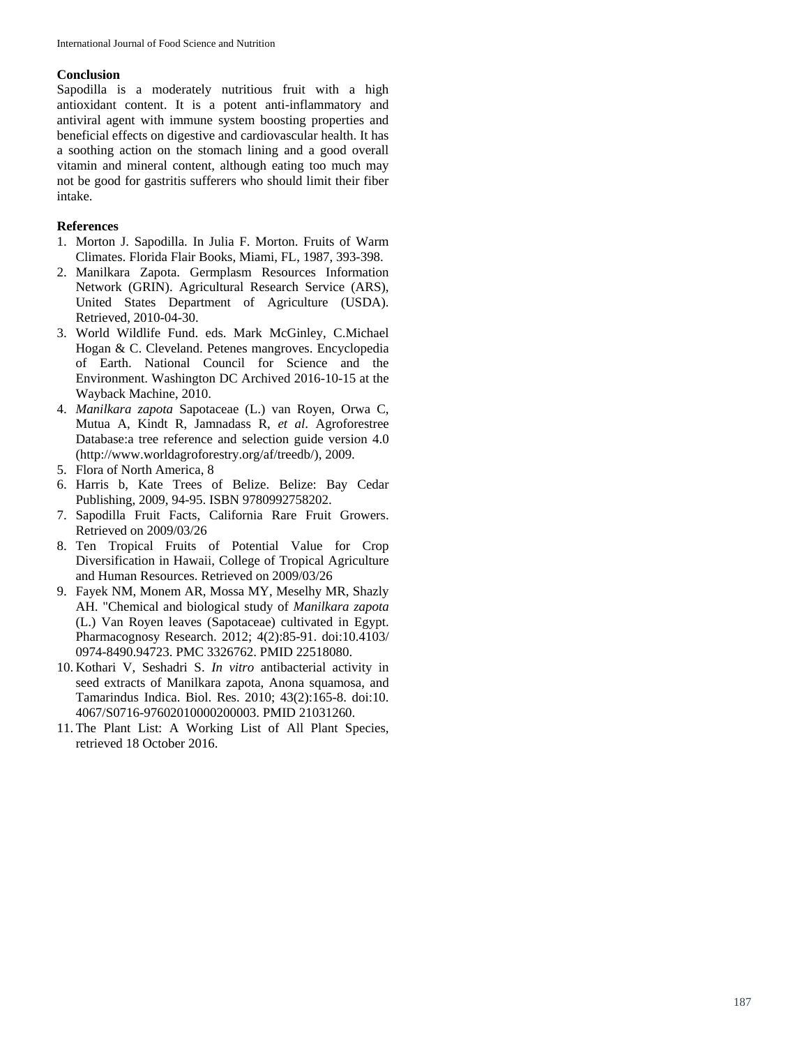## Conclusion

Sapodilla is a moderately nutritious fruit with a high antioxidant content. It is a potent anti-inflammatory and antiviral agent with immune system boosting properties and beneficial effects on digestive and cardiovascular health. It has a soothing action on the stomach lining and a good overall vitamin and mineral content, although eating too much may not be good for gastritis sufferers who should limit their fiber intake.

## References

1. Morton J. Sapodilla. In Julia F. Morton. Fruits of Warm Climates. Florida Flair Books, Miami, FL, 1987, 393-398.
2. Manilkara Zapota. Germplasm Resources Information Network (GRIN). Agricultural Research Service (ARS), United States Department of Agriculture (USDA). Retrieved, 2010-04-30.
3. World Wildlife Fund. eds. Mark McGinley, C.Michael Hogan & C. Cleveland. Petenes mangroves. Encyclopedia of Earth. National Council for Science and the Environment. Washington DC Archived 2016-10-15 at the Wayback Machine, 2010.
4. *Manilkara zapota* Sapotaceae (L.) van Royen, Orwa C, Mutua A, Kindt R, Jamnadass R, *et al*. Agroforestree Database:a tree reference and selection guide version 4.0 (http://www.worldagroforestry.org/af/treedb/), 2009.
5. Flora of North America, 8
6. Harris b, Kate Trees of Belize. Belize: Bay Cedar Publishing, 2009, 94-95. ISBN 9780992758202.
7. Sapodilla Fruit Facts, California Rare Fruit Growers. Retrieved on 2009/03/26
8. Ten Tropical Fruits of Potential Value for Crop Diversification in Hawaii, College of Tropical Agriculture and Human Resources. Retrieved on 2009/03/26
9. Fayek NM, Monem AR, Mossa MY, Meselhy MR, Shazly AH. "Chemical and biological study of *Manilkara zapota* (L.) Van Royen leaves (Sapotaceae) cultivated in Egypt. Pharmacognosy Research. 2012; 4(2):85-91. doi:10.4103/ 0974-8490.94723. PMC 3326762. PMID 22518080.
10. Kothari V, Seshadri S. *In vitro* antibacterial activity in seed extracts of Manilkara zapota, Anona squamosa, and Tamarindus Indica. Biol. Res. 2010; 43(2):165-8. doi:10. 4067/S0716-97602010000200003. PMID 21031260.
11. The Plant List: A Working List of All Plant Species, retrieved 18 October 2016.